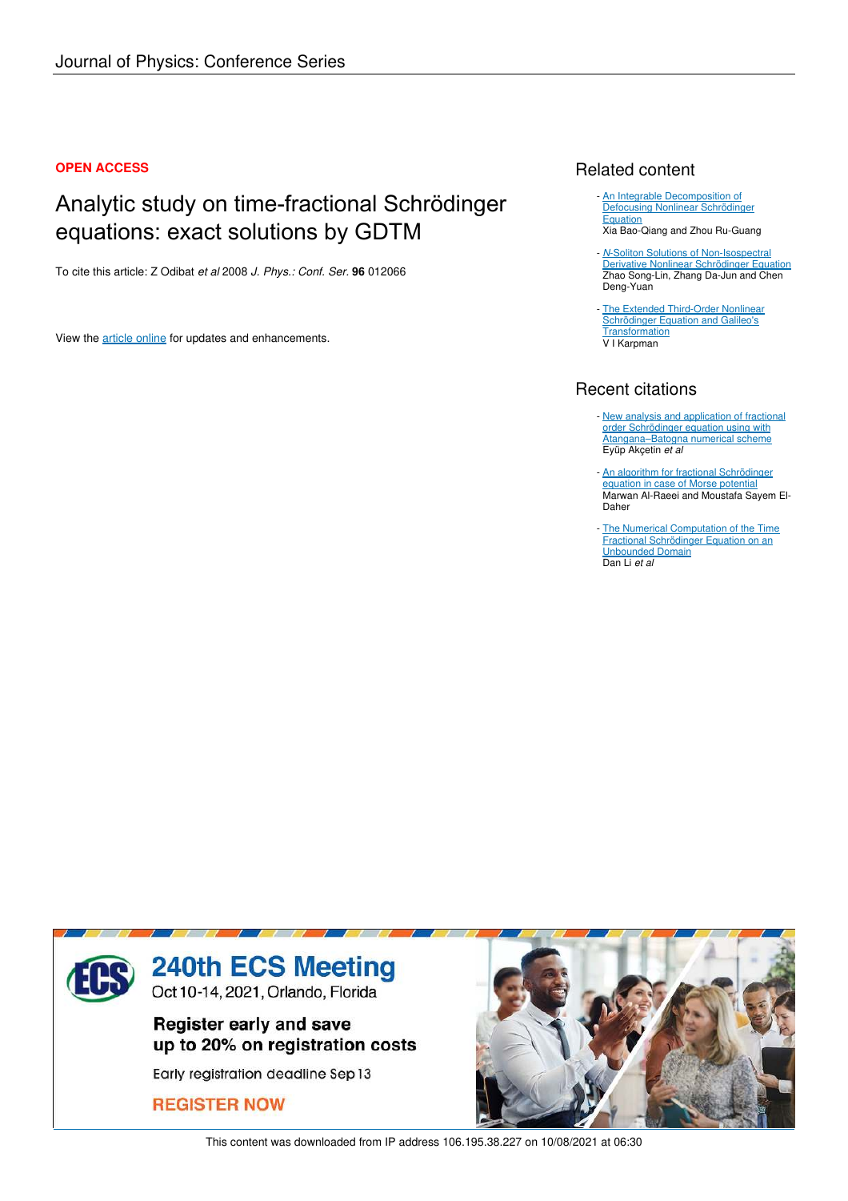Journal of Physics: Conference Series

**OPEN ACCESS**

# Analytic study on time-fractional Schrödinger equations: exact solutions by GDTM

To cite this article: Z Odibat *et al* 2008 *J. Phys.: Conf. Ser.* **96** 012066

View the article online for updates and enhancements.

## Related content

- An Integrable Decomposition of Defocusing Nonlinear Schrödinger Equation
  Xia Bao-Qiang and Zhou Ru-Guang
- *N*-Soliton Solutions of Non-Isospectral Derivative Nonlinear Schrödinger Equation
  Zhao Song-Lin, Zhang Da-Jun and Chen Deng-Yuan
- The Extended Third-Order Nonlinear Schrödinger Equation and Galileo's Transformation
  V I Karpman

## Recent citations

- New analysis and application of fractional order Schrödinger equation using with Atangana–Batogna numerical scheme
  Eyüp Akçetin *et al*
- An algorithm for fractional Schrödinger equation in case of Morse potential
  Marwan Al-Raeei and Moustafa Sayem El-Daher
- The Numerical Computation of the Time Fractional Schrödinger Equation on an Unbounded Domain
  Dan Li *et al*

240th ECS Meeting
Oct 10-14, 2021, Orlando, Florida

Register early and save up to 20% on registration costs

Early registration deadline Sep 13

REGISTER NOW

This content was downloaded from IP address 106.195.38.227 on 10/08/2021 at 06:30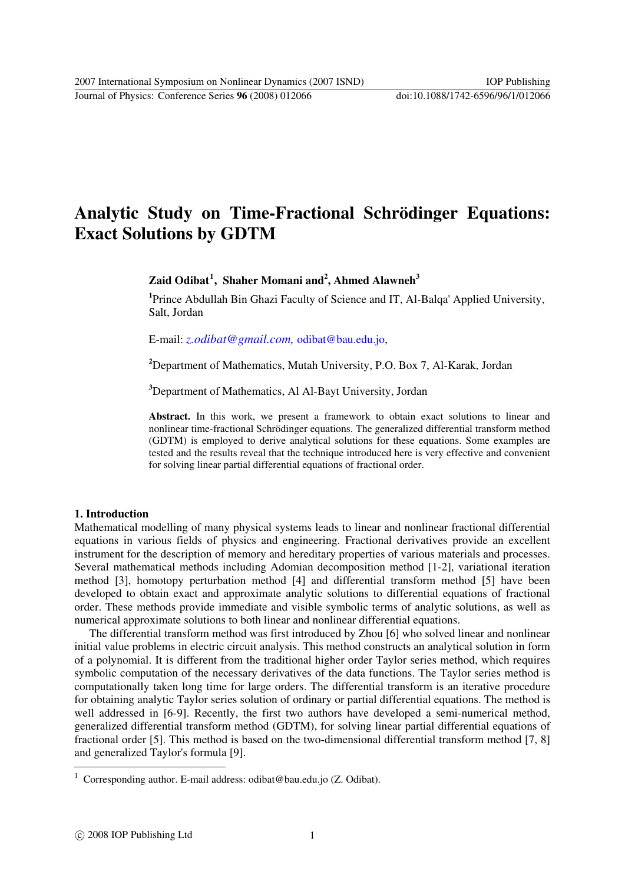# Analytic Study on Time-Fractional Schrödinger Equations: Exact Solutions by GDTM

**Zaid Odibat[1], Shaher Momani and[2], Ahmed Alawneh[3]**

[1]Prince Abdullah Bin Ghazi Faculty of Science and IT, Al-Balqa' Applied University, Salt, Jordan

E-mail: *z.odibat@gmail.com*, odibat@bau.edu.jo,

[2]Department of Mathematics, Mutah University, P.O. Box 7, Al-Karak, Jordan

[3]Department of Mathematics, Al Al-Bayt University, Jordan

**Abstract.** In this work, we present a framework to obtain exact solutions to linear and nonlinear time-fractional Schrödinger equations. The generalized differential transform method (GDTM) is employed to derive analytical solutions for these equations. Some examples are tested and the results reveal that the technique introduced here is very effective and convenient for solving linear partial differential equations of fractional order.

## 1. Introduction

Mathematical modelling of many physical systems leads to linear and nonlinear fractional differential equations in various fields of physics and engineering. Fractional derivatives provide an excellent instrument for the description of memory and hereditary properties of various materials and processes. Several mathematical methods including Adomian decomposition method [1-2], variational iteration method [3], homotopy perturbation method [4] and differential transform method [5] have been developed to obtain exact and approximate analytic solutions to differential equations of fractional order. These methods provide immediate and visible symbolic terms of analytic solutions, as well as numerical approximate solutions to both linear and nonlinear differential equations.

The differential transform method was first introduced by Zhou [6] who solved linear and nonlinear initial value problems in electric circuit analysis. This method constructs an analytical solution in form of a polynomial. It is different from the traditional higher order Taylor series method, which requires symbolic computation of the necessary derivatives of the data functions. The Taylor series method is computationally taken long time for large orders. The differential transform is an iterative procedure for obtaining analytic Taylor series solution of ordinary or partial differential equations. The method is well addressed in [6-9]. Recently, the first two authors have developed a semi-numerical method, generalized differential transform method (GDTM), for solving linear partial differential equations of fractional order [5]. This method is based on the two-dimensional differential transform method [7, 8] and generalized Taylor's formula [9].

[1] Corresponding author. E-mail address: odibat@bau.edu.jo (Z. Odibat).

© 2008 IOP Publishing Ltd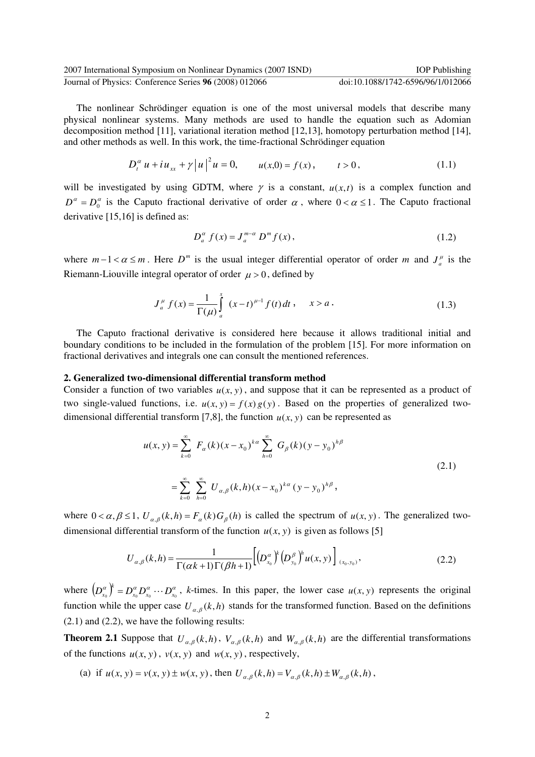The nonlinear Schrödinger equation is one of the most universal models that describe many physical nonlinear systems. Many methods are used to handle the equation such as Adomian decomposition method [11], variational iteration method [12,13], homotopy perturbation method [14], and other methods as well. In this work, the time-fractional Schrödinger equation

$$D_t^\alpha u + i u_{xx} + \gamma \left| u \right|^2 u = 0, \qquad u(x,0) = f(x), \qquad t > 0, \tag{1.1}$$

will be investigated by using GDTM, where $\gamma$ is a constant, $u(x,t)$ is a complex function and $D^\alpha = D_0^\alpha$ is the Caputo fractional derivative of order $\alpha$, where $0 < \alpha \le 1$. The Caputo fractional derivative [15,16] is defined as:

$$D_a^\alpha f(x) = J_a^{m-\alpha} D^m f(x), \tag{1.2}$$

where $m-1 < \alpha \le m$. Here $D^m$ is the usual integer differential operator of order $m$ and $J_a^\mu$ is the Riemann-Liouville integral operator of order $\mu > 0$, defined by

$$J_a^\mu f(x) = \frac{1}{\Gamma(\mu)} \int_a^x (x-t)^{\mu-1} f(t)\, dt, \qquad x > a. \tag{1.3}$$

The Caputo fractional derivative is considered here because it allows traditional initial and boundary conditions to be included in the formulation of the problem [15]. For more information on fractional derivatives and integrals one can consult the mentioned references.

## 2. Generalized two-dimensional differential transform method

Consider a function of two variables $u(x,y)$, and suppose that it can be represented as a product of two single-valued functions, i.e. $u(x,y) = f(x)\,g(y)$. Based on the properties of generalized two-dimensional differential transform [7,8], the function $u(x,y)$ can be represented as

$$\begin{aligned} u(x,y) &= \sum_{k=0}^{\infty} F_\alpha(k)(x-x_0)^{k\alpha} \sum_{h=0}^{\infty} G_\beta(k)(y-y_0)^{h\beta} \\ &= \sum_{k=0}^{\infty} \sum_{h=0}^{\infty} U_{\alpha,\beta}(k,h)(x-x_0)^{k\alpha}(y-y_0)^{h\beta}, \end{aligned} \tag{2.1}$$

where $0 < \alpha, \beta \le 1$, $U_{\alpha,\beta}(k,h) = F_\alpha(k) G_\beta(h)$ is called the spectrum of $u(x,y)$. The generalized two-dimensional differential transform of the function $u(x,y)$ is given as follows [5]

$$U_{\alpha,\beta}(k,h) = \frac{1}{\Gamma(\alpha k + 1)\Gamma(\beta h + 1)} \left[ \left(D_{x_0}^\alpha\right)^k \left(D_{y_0}^\beta\right)^h u(x,y) \right]_{(x_0,y_0)}, \tag{2.2}$$

where $\left(D_{x_0}^\alpha\right)^k = D_{x_0}^\alpha D_{x_0}^\alpha \cdots D_{x_0}^\alpha$, $k$-times. In this paper, the lower case $u(x,y)$ represents the original function while the upper case $U_{\alpha,\beta}(k,h)$ stands for the transformed function. Based on the definitions (2.1) and (2.2), we have the following results:

**Theorem 2.1** Suppose that $U_{\alpha,\beta}(k,h)$, $V_{\alpha,\beta}(k,h)$ and $W_{\alpha,\beta}(k,h)$ are the differential transformations of the functions $u(x,y)$, $v(x,y)$ and $w(x,y)$, respectively,

(a) if $u(x,y) = v(x,y) \pm w(x,y)$, then $U_{\alpha,\beta}(k,h) = V_{\alpha,\beta}(k,h) \pm W_{\alpha,\beta}(k,h)$,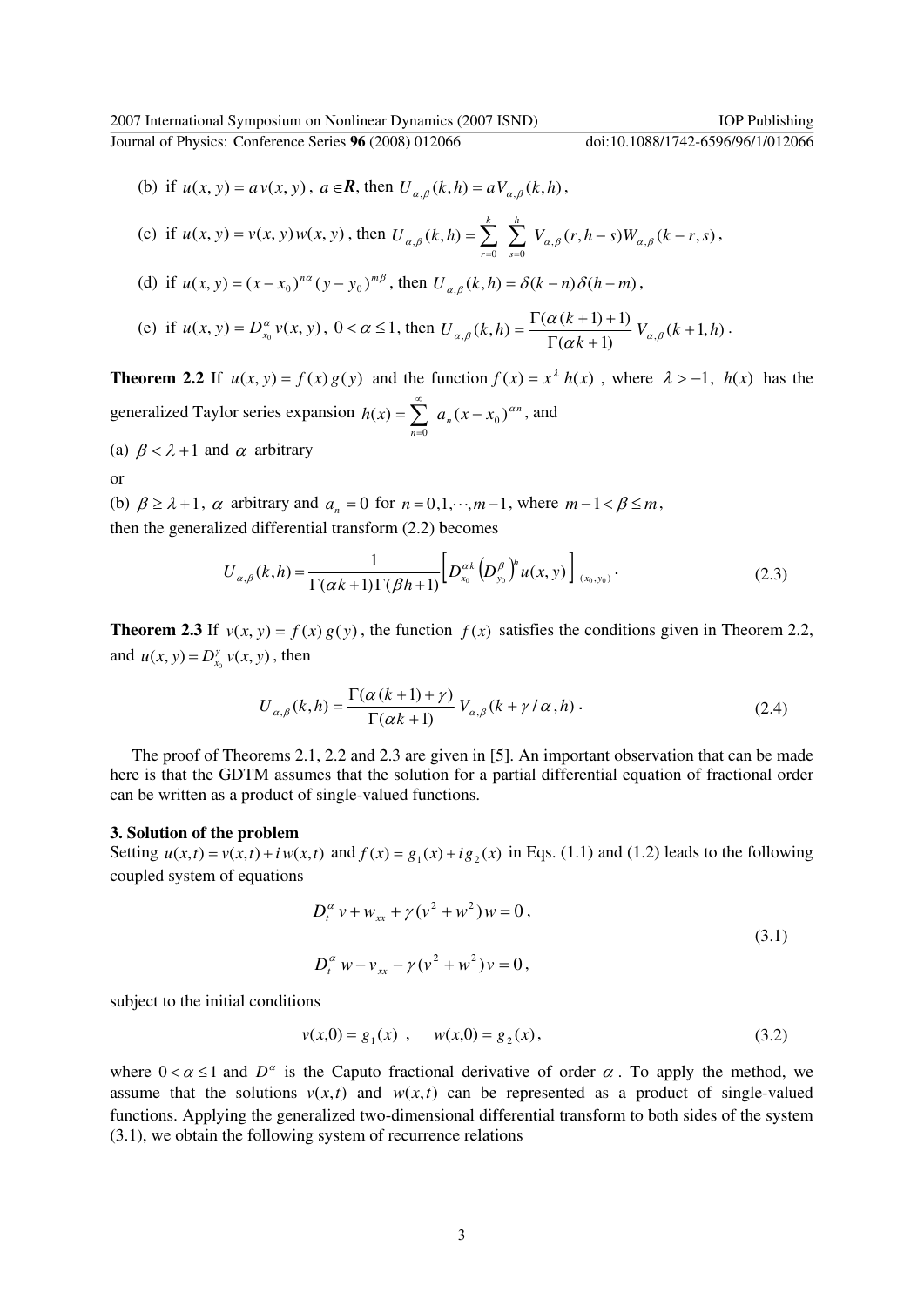(b) if $u(x, y) = a\,v(x, y)$, $a \in \boldsymbol{R}$, then $U_{\alpha,\beta}(k,h) = aV_{\alpha,\beta}(k,h)$,

(c) if $u(x, y) = v(x, y)w(x, y)$, then $U_{\alpha,\beta}(k,h) = \sum_{r=0}^{k}\sum_{s=0}^{h} V_{\alpha,\beta}(r, h-s)W_{\alpha,\beta}(k-r, s)$,

(d) if $u(x, y) = (x - x_0)^{n\alpha}(y - y_0)^{m\beta}$, then $U_{\alpha,\beta}(k,h) = \delta(k-n)\delta(h-m)$,

(e) if $u(x, y) = D_{x_0}^{\alpha} v(x, y)$, $0 < \alpha \le 1$, then $U_{\alpha,\beta}(k,h) = \dfrac{\Gamma(\alpha(k+1)+1)}{\Gamma(\alpha k+1)} V_{\alpha,\beta}(k+1, h)$.

**Theorem 2.2** If $u(x, y) = f(x)\,g(y)$ and the function $f(x) = x^{\lambda}\,h(x)$, where $\lambda > -1$, $h(x)$ has the generalized Taylor series expansion $h(x) = \sum_{n=0}^{\infty} a_n (x - x_0)^{\alpha n}$, and

(a) $\beta < \lambda + 1$ and $\alpha$ arbitrary

or

(b) $\beta \ge \lambda + 1$, $\alpha$ arbitrary and $a_n = 0$ for $n = 0,1,\cdots,m-1$, where $m - 1 < \beta \le m$,

then the generalized differential transform (2.2) becomes

$$U_{\alpha,\beta}(k,h) = \frac{1}{\Gamma(\alpha k+1)\Gamma(\beta h+1)}\left[D_{x_0}^{\alpha k}\left(D_{y_0}^{\beta}\right)^{h} u(x, y)\right]_{(x_0, y_0)}. \tag{2.3}$$

**Theorem 2.3** If $v(x, y) = f(x)\,g(y)$, the function $f(x)$ satisfies the conditions given in Theorem 2.2, and $u(x, y) = D_{x_0}^{\gamma} v(x, y)$, then

$$U_{\alpha,\beta}(k,h) = \frac{\Gamma(\alpha(k+1)+\gamma)}{\Gamma(\alpha k+1)} V_{\alpha,\beta}(k + \gamma/\alpha, h). \tag{2.4}$$

The proof of Theorems 2.1, 2.2 and 2.3 are given in [5]. An important observation that can be made here is that the GDTM assumes that the solution for a partial differential equation of fractional order can be written as a product of single-valued functions.

## 3. Solution of the problem

Setting $u(x,t) = v(x,t) + i\,w(x,t)$ and $f(x) = g_1(x) + i\,g_2(x)$ in Eqs. (1.1) and (1.2) leads to the following coupled system of equations

$$\begin{aligned} &D_t^{\alpha} v + w_{xx} + \gamma(v^2 + w^2)w = 0, \\ &D_t^{\alpha} w - v_{xx} - \gamma(v^2 + w^2)v = 0, \end{aligned} \tag{3.1}$$

subject to the initial conditions

$$v(x,0) = g_1(x), \quad w(x,0) = g_2(x), \tag{3.2}$$

where $0 < \alpha \le 1$ and $D^{\alpha}$ is the Caputo fractional derivative of order $\alpha$. To apply the method, we assume that the solutions $v(x,t)$ and $w(x,t)$ can be represented as a product of single-valued functions. Applying the generalized two-dimensional differential transform to both sides of the system (3.1), we obtain the following system of recurrence relations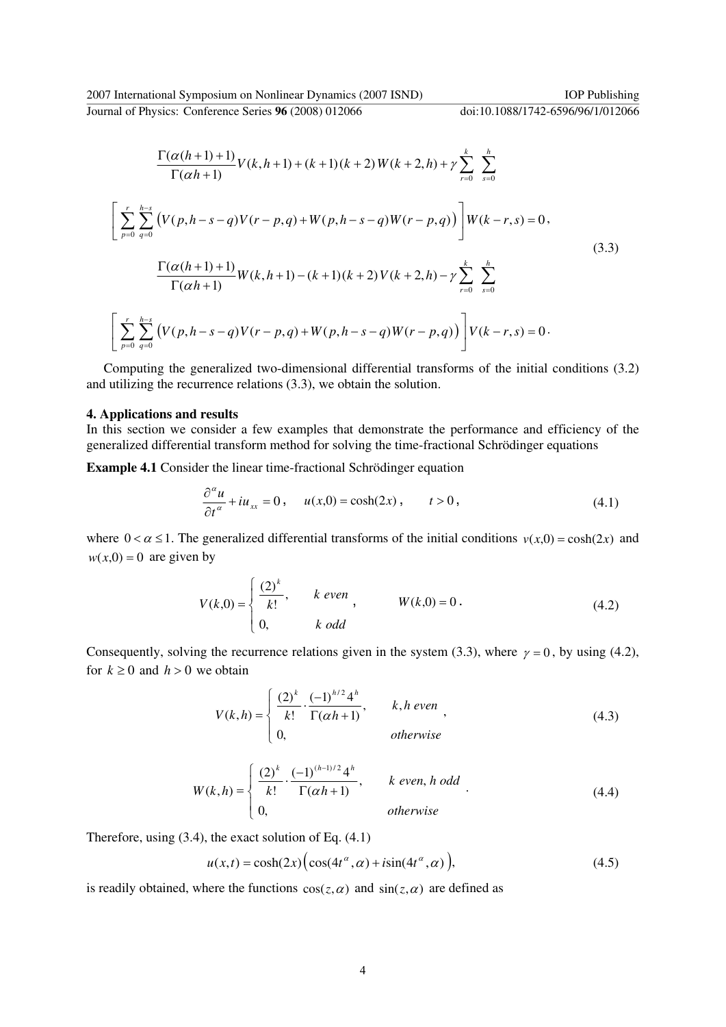$$\frac{\Gamma(\alpha(h+1)+1)}{\Gamma(\alpha h+1)}V(k,h+1)+(k+1)(k+2)W(k+2,h)+\gamma\sum_{r=0}^{k}\sum_{s=0}^{h}$$

$$\left[\sum_{p=0}^{r}\sum_{q=0}^{h-s}\big(V(p,h-s-q)V(r-p,q)+W(p,h-s-q)W(r-p,q)\big)\right]W(k-r,s)=0,$$

$$\frac{\Gamma(\alpha(h+1)+1)}{\Gamma(\alpha h+1)}W(k,h+1)-(k+1)(k+2)V(k+2,h)-\gamma\sum_{r=0}^{k}\sum_{s=0}^{h} \tag{3.3}$$

$$\left[\sum_{p=0}^{r}\sum_{q=0}^{h-s}\big(V(p,h-s-q)V(r-p,q)+W(p,h-s-q)W(r-p,q)\big)\right]V(k-r,s)=0.$$

Computing the generalized two-dimensional differential transforms of the initial conditions (3.2) and utilizing the recurrence relations (3.3), we obtain the solution.

## 4. Applications and results

In this section we consider a few examples that demonstrate the performance and efficiency of the generalized differential transform method for solving the time-fractional Schrödinger equations

**Example 4.1** Consider the linear time-fractional Schrödinger equation

$$\frac{\partial^\alpha u}{\partial t^\alpha}+iu_{xx}=0, \quad u(x,0)=\cosh(2x), \qquad t>0, \tag{4.1}$$

where $0<\alpha\le 1$. The generalized differential transforms of the initial conditions $v(x,0)=\cosh(2x)$ and $w(x,0)=0$ are given by

$$V(k,0)=\begin{cases}\dfrac{(2)^k}{k!}, & k \ even\\ 0, & k \ odd\end{cases}, \qquad W(k,0)=0. \tag{4.2}$$

Consequently, solving the recurrence relations given in the system (3.3), where $\gamma=0$, by using (4.2), for $k\ge 0$ and $h>0$ we obtain

$$V(k,h)=\begin{cases}\dfrac{(2)^k}{k!}\cdot\dfrac{(-1)^{h/2}4^h}{\Gamma(\alpha h+1)}, & k,h \ even\\ 0, & otherwise\end{cases}, \tag{4.3}$$

$$W(k,h)=\begin{cases}\dfrac{(2)^k}{k!}\cdot\dfrac{(-1)^{(h-1)/2}4^h}{\Gamma(\alpha h+1)}, & k \ even,\ h \ odd\\ 0, & otherwise\end{cases}. \tag{4.4}$$

Therefore, using (3.4), the exact solution of Eq. (4.1)

$$u(x,t)=\cosh(2x)\big(\cos(4t^\alpha,\alpha)+i\sin(4t^\alpha,\alpha)\big), \tag{4.5}$$

is readily obtained, where the functions $\cos(z,\alpha)$ and $\sin(z,\alpha)$ are defined as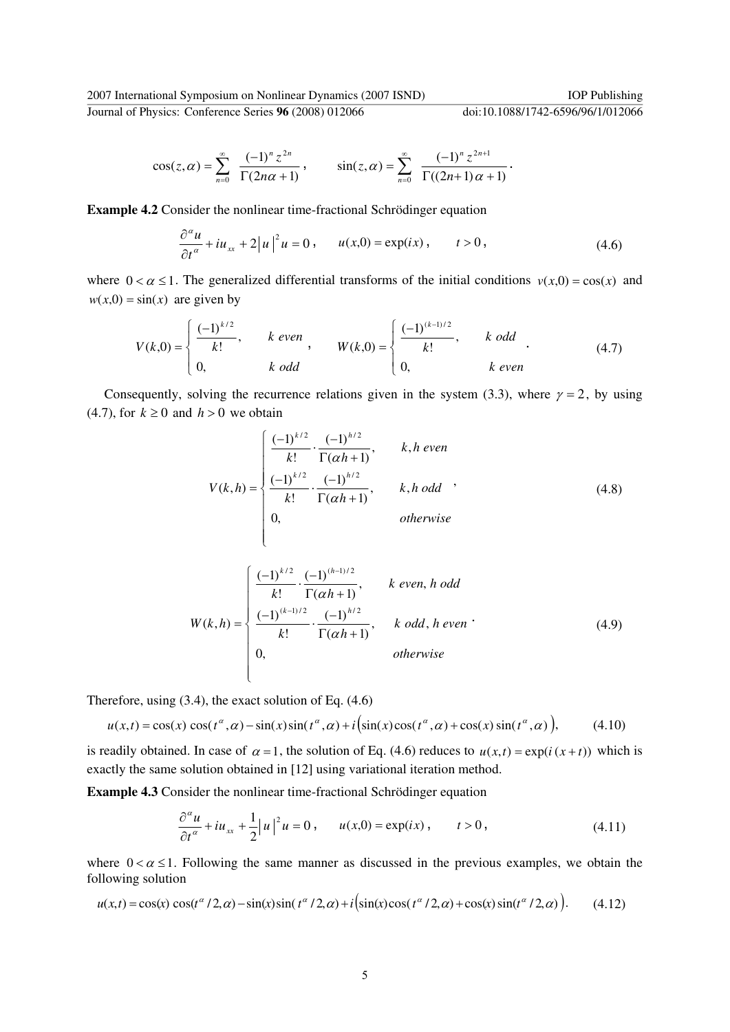$$\cos(z,\alpha)=\sum_{n=0}^{\infty}\frac{(-1)^n z^{2n}}{\Gamma(2n\alpha+1)}, \qquad \sin(z,\alpha)=\sum_{n=0}^{\infty}\frac{(-1)^n z^{2n+1}}{\Gamma((2n+1)\alpha+1)}.$$

**Example 4.2** Consider the nonlinear time-fractional Schrödinger equation

$$\frac{\partial^\alpha u}{\partial t^\alpha}+iu_{xx}+2|u|^2u=0, \qquad u(x,0)=\exp(ix), \qquad t>0, \tag{4.6}$$

where $0<\alpha\le 1$. The generalized differential transforms of the initial conditions $v(x,0)=\cos(x)$ and $w(x,0)=\sin(x)$ are given by

$$V(k,0)=\begin{cases}\dfrac{(-1)^{k/2}}{k!}, & k\ even\\ 0, & k\ odd\end{cases}, \qquad W(k,0)=\begin{cases}\dfrac{(-1)^{(k-1)/2}}{k!}, & k\ odd\\ 0, & k\ even\end{cases}. \tag{4.7}$$

Consequently, solving the recurrence relations given in the system (3.3), where $\gamma=2$, by using (4.7), for $k\ge 0$ and $h>0$ we obtain

$$V(k,h)=\begin{cases}\dfrac{(-1)^{k/2}}{k!}\cdot\dfrac{(-1)^{h/2}}{\Gamma(\alpha h+1)}, & k,h\ even\\ \dfrac{(-1)^{k/2}}{k!}\cdot\dfrac{(-1)^{h/2}}{\Gamma(\alpha h+1)}, & k,h\ odd\\ 0, & otherwise\end{cases}, \tag{4.8}$$

$$W(k,h)=\begin{cases}\dfrac{(-1)^{k/2}}{k!}\cdot\dfrac{(-1)^{(h-1)/2}}{\Gamma(\alpha h+1)}, & k\ even,\ h\ odd\\ \dfrac{(-1)^{(k-1)/2}}{k!}\cdot\dfrac{(-1)^{h/2}}{\Gamma(\alpha h+1)}, & k\ odd,\ h\ even\\ 0, & otherwise\end{cases}. \tag{4.9}$$

Therefore, using (3.4), the exact solution of Eq. (4.6)

$$u(x,t)=\cos(x)\cos(t^\alpha,\alpha)-\sin(x)\sin(t^\alpha,\alpha)+i\big(\sin(x)\cos(t^\alpha,\alpha)+\cos(x)\sin(t^\alpha,\alpha)\big), \tag{4.10}$$

is readily obtained. In case of $\alpha=1$, the solution of Eq. (4.6) reduces to $u(x,t)=\exp(i(x+t))$ which is exactly the same solution obtained in [12] using variational iteration method.

**Example 4.3** Consider the nonlinear time-fractional Schrödinger equation

$$\frac{\partial^\alpha u}{\partial t^\alpha}+iu_{xx}+\frac{1}{2}|u|^2u=0, \qquad u(x,0)=\exp(ix), \qquad t>0, \tag{4.11}$$

where $0<\alpha\le 1$. Following the same manner as discussed in the previous examples, we obtain the following solution

$$u(x,t)=\cos(x)\cos(t^\alpha/2,\alpha)-\sin(x)\sin(t^\alpha/2,\alpha)+i\big(\sin(x)\cos(t^\alpha/2,\alpha)+\cos(x)\sin(t^\alpha/2,\alpha)\big). \tag{4.12}$$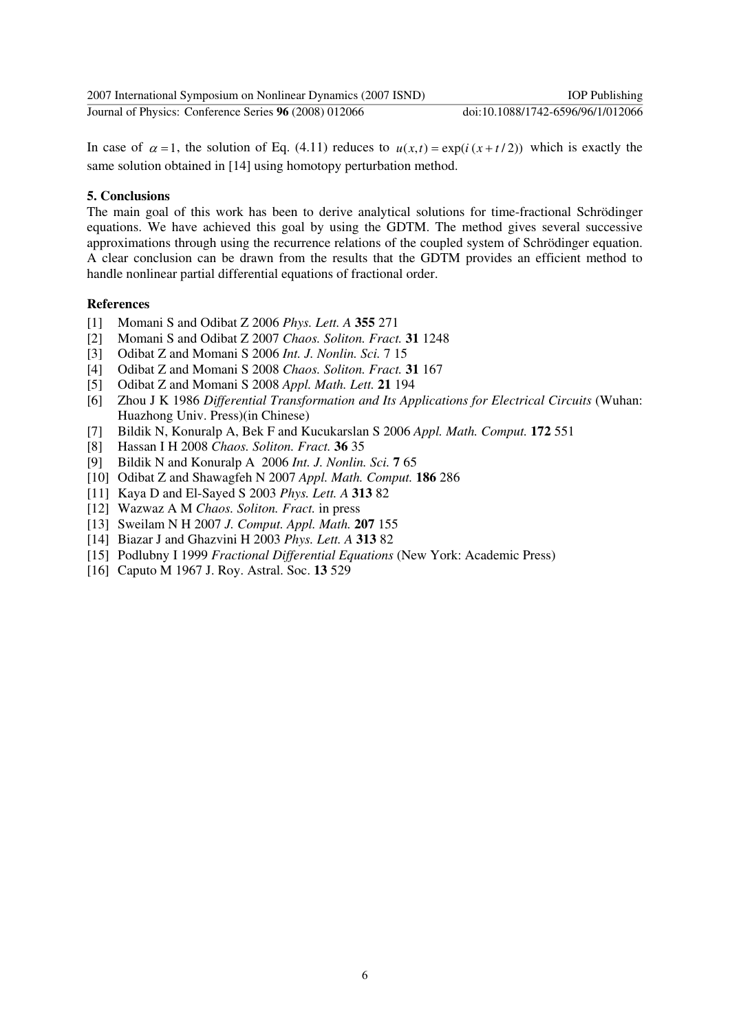In case of $\alpha = 1$, the solution of Eq. (4.11) reduces to $u(x,t) = \exp(i(x + t/2))$ which is exactly the same solution obtained in [14] using homotopy perturbation method.

## 5. Conclusions

The main goal of this work has been to derive analytical solutions for time-fractional Schrödinger equations. We have achieved this goal by using the GDTM. The method gives several successive approximations through using the recurrence relations of the coupled system of Schrödinger equation. A clear conclusion can be drawn from the results that the GDTM provides an efficient method to handle nonlinear partial differential equations of fractional order.

## References

[1] Momani S and Odibat Z 2006 *Phys. Lett. A* **355** 271
[2] Momani S and Odibat Z 2007 *Chaos. Soliton. Fract.* **31** 1248
[3] Odibat Z and Momani S 2006 *Int. J. Nonlin. Sci.* 7 15
[4] Odibat Z and Momani S 2008 *Chaos. Soliton. Fract.* **31** 167
[5] Odibat Z and Momani S 2008 *Appl. Math. Lett.* **21** 194
[6] Zhou J K 1986 *Differential Transformation and Its Applications for Electrical Circuits* (Wuhan: Huazhong Univ. Press)(in Chinese)
[7] Bildik N, Konuralp A, Bek F and Kucukarslan S 2006 *Appl. Math. Comput.* **172** 551
[8] Hassan I H 2008 *Chaos. Soliton. Fract.* **36** 35
[9] Bildik N and Konuralp A 2006 *Int. J. Nonlin. Sci.* **7** 65
[10] Odibat Z and Shawagfeh N 2007 *Appl. Math. Comput.* **186** 286
[11] Kaya D and El-Sayed S 2003 *Phys. Lett. A* **313** 82
[12] Wazwaz A M *Chaos. Soliton. Fract.* in press
[13] Sweilam N H 2007 *J. Comput. Appl. Math.* **207** 155
[14] Biazar J and Ghazvini H 2003 *Phys. Lett. A* **313** 82
[15] Podlubny I 1999 *Fractional Differential Equations* (New York: Academic Press)
[16] Caputo M 1967 J. Roy. Astral. Soc. **13** 529